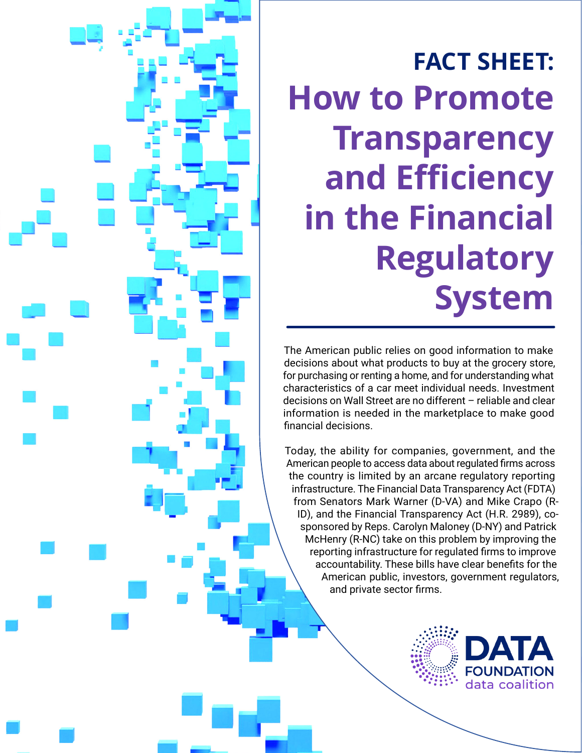# FACT SHEET: How to Promote Transparency and Efficiency in the Financial Regulatory System

The American public relies on good information to make decisions about what products to buy at the grocery store, for purchasing or renting a home, and for understanding what characteristics of a car meet individual needs. Investment decisions on Wall Street are no different – reliable and clear information is needed in the marketplace to make good financial decisions.

Today, the ability for companies, government, and the American people to access data about regulated firms across the country is limited by an arcane regulatory reporting infrastructure. The Financial Data Transparency Act (FDTA) from Senators Mark Warner (D-VA) and Mike Crapo (R-ID), and the Financial Transparency Act (H.R. 2989), co-sponsored by Reps. Carolyn Maloney (D-NY) and Patrick McHenry (R-NC) take on this problem by improving the reporting infrastructure for regulated firms to improve accountability. These bills have clear benefits for the American public, investors, government regulators, and private sector firms.

DATA FOUNDATION
data coalition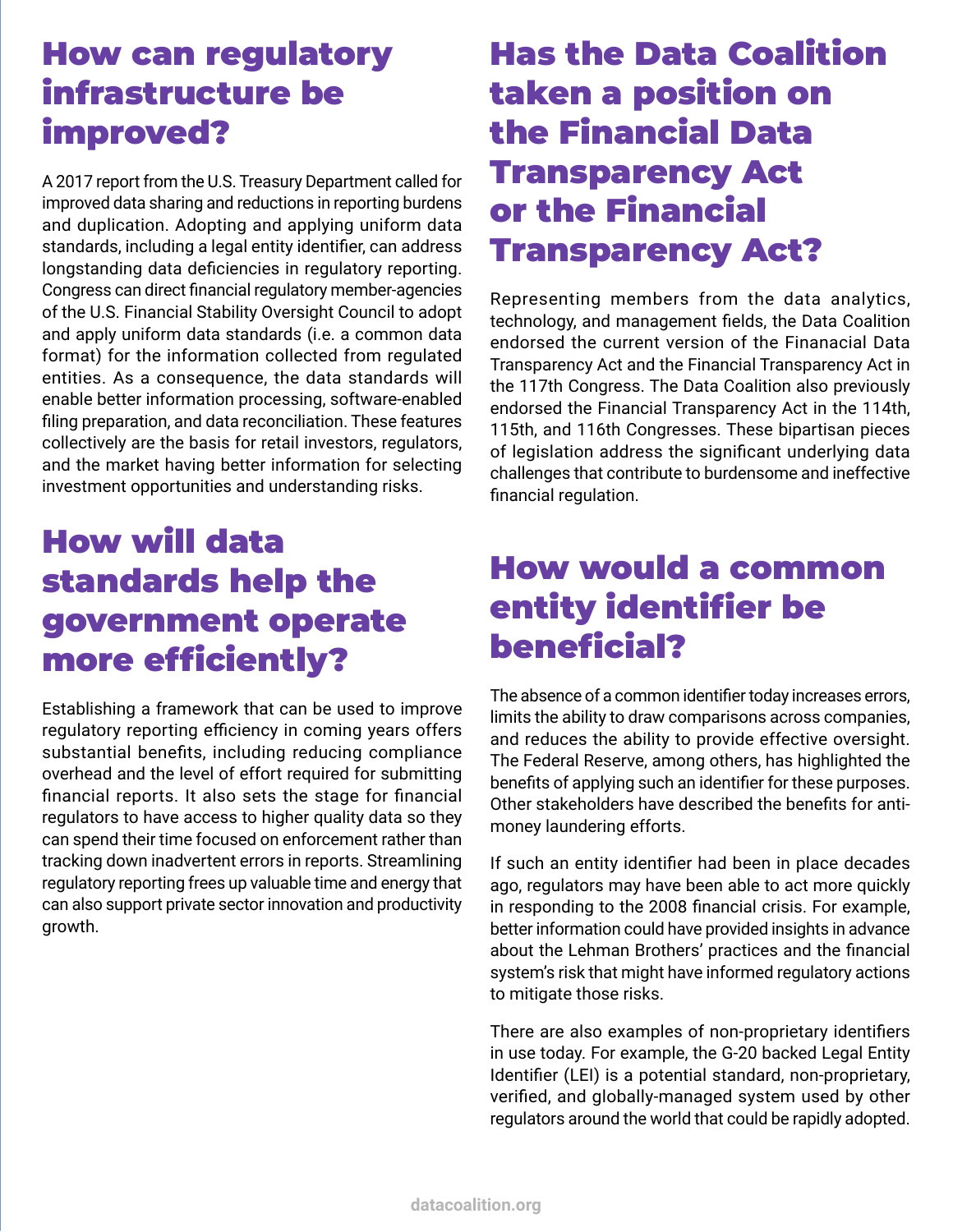## How can regulatory infrastructure be improved?

A 2017 report from the U.S. Treasury Department called for improved data sharing and reductions in reporting burdens and duplication. Adopting and applying uniform data standards, including a legal entity identifier, can address longstanding data deficiencies in regulatory reporting. Congress can direct financial regulatory member-agencies of the U.S. Financial Stability Oversight Council to adopt and apply uniform data standards (i.e. a common data format) for the information collected from regulated entities. As a consequence, the data standards will enable better information processing, software-enabled filing preparation, and data reconciliation. These features collectively are the basis for retail investors, regulators, and the market having better information for selecting investment opportunities and understanding risks.

## How will data standards help the government operate more efficiently?

Establishing a framework that can be used to improve regulatory reporting efficiency in coming years offers substantial benefits, including reducing compliance overhead and the level of effort required for submitting financial reports. It also sets the stage for financial regulators to have access to higher quality data so they can spend their time focused on enforcement rather than tracking down inadvertent errors in reports. Streamlining regulatory reporting frees up valuable time and energy that can also support private sector innovation and productivity growth.

## Has the Data Coalition taken a position on the Financial Data Transparency Act or the Financial Transparency Act?

Representing members from the data analytics, technology, and management fields, the Data Coalition endorsed the current version of the Finanacial Data Transparency Act and the Financial Transparency Act in the 117th Congress. The Data Coalition also previously endorsed the Financial Transparency Act in the 114th, 115th, and 116th Congresses. These bipartisan pieces of legislation address the significant underlying data challenges that contribute to burdensome and ineffective financial regulation.

## How would a common entity identifier be beneficial?

The absence of a common identifier today increases errors, limits the ability to draw comparisons across companies, and reduces the ability to provide effective oversight. The Federal Reserve, among others, has highlighted the benefits of applying such an identifier for these purposes. Other stakeholders have described the benefits for anti-money laundering efforts.

If such an entity identifier had been in place decades ago, regulators may have been able to act more quickly in responding to the 2008 financial crisis. For example, better information could have provided insights in advance about the Lehman Brothers' practices and the financial system's risk that might have informed regulatory actions to mitigate those risks.

There are also examples of non-proprietary identifiers in use today. For example, the G-20 backed Legal Entity Identifier (LEI) is a potential standard, non-proprietary, verified, and globally-managed system used by other regulators around the world that could be rapidly adopted.